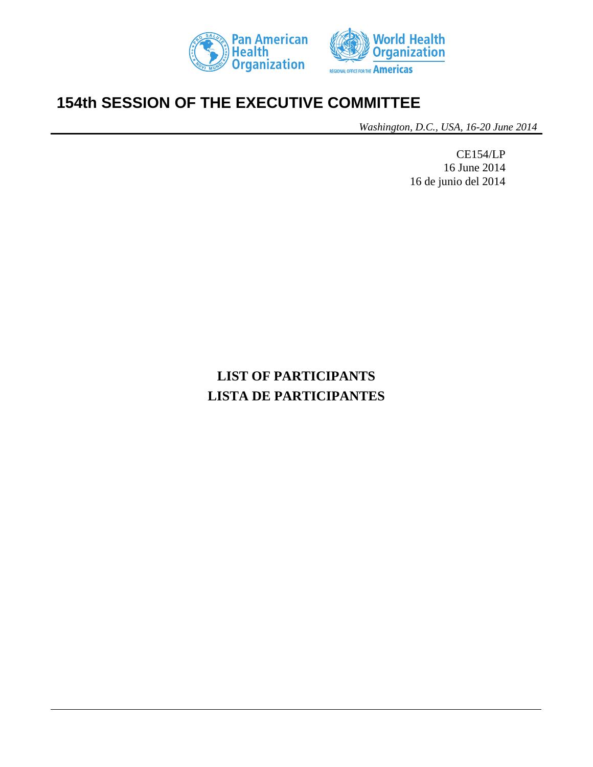Pan American Health Organization

World Health Organization

REGIONAL OFFICE FOR THE Americas

# 154th SESSION OF THE EXECUTIVE COMMITTEE

*Washington, D.C., USA, 16-20 June 2014*

CE154/LP
16 June 2014
16 de junio del 2014

## LIST OF PARTICIPANTS
## LISTA DE PARTICIPANTES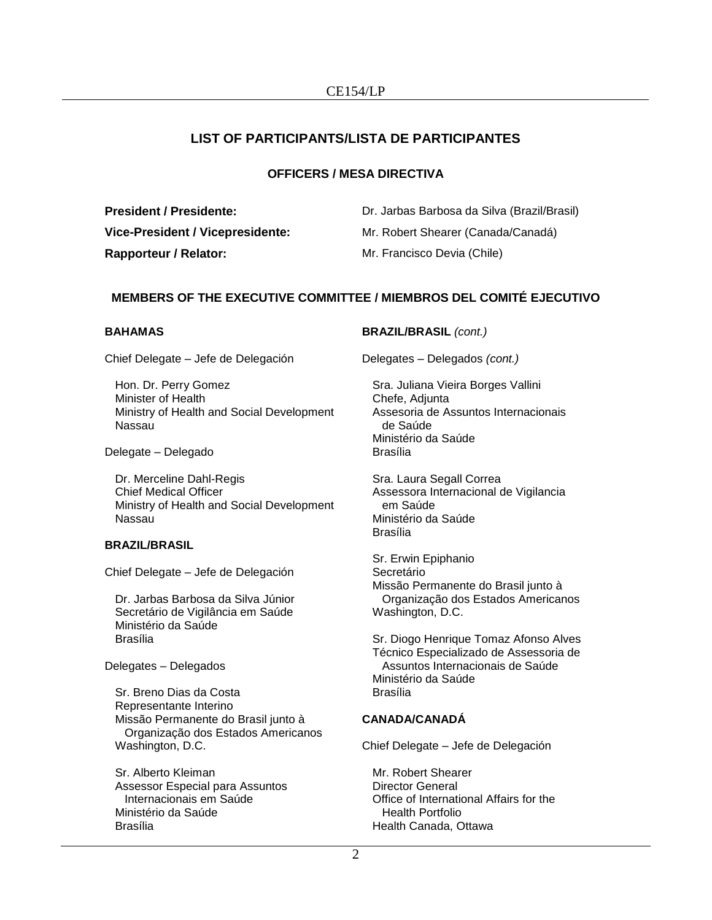## LIST OF PARTICIPANTS/LISTA DE PARTICIPANTES

### OFFICERS / MESA DIRECTIVA

**President / Presidente:** Dr. Jarbas Barbosa da Silva (Brazil/Brasil)

**Vice-President / Vicepresidente:** Mr. Robert Shearer (Canada/Canadá)

**Rapporteur / Relator:** Mr. Francisco Devia (Chile)

### MEMBERS OF THE EXECUTIVE COMMITTEE / MIEMBROS DEL COMITÉ EJECUTIVO

**BAHAMAS**

Chief Delegate – Jefe de Delegación

Hon. Dr. Perry Gomez
Minister of Health
Ministry of Health and Social Development
Nassau

Delegate – Delegado

Dr. Merceline Dahl-Regis
Chief Medical Officer
Ministry of Health and Social Development
Nassau

**BRAZIL/BRASIL**

Chief Delegate – Jefe de Delegación

Dr. Jarbas Barbosa da Silva Júnior
Secretário de Vigilância em Saúde
Ministério da Saúde
Brasília

Delegates – Delegados

Sr. Breno Dias da Costa
Representante Interino
Missão Permanente do Brasil junto à Organização dos Estados Americanos
Washington, D.C.

Sr. Alberto Kleiman
Assessor Especial para Assuntos Internacionais em Saúde
Ministério da Saúde
Brasília

**BRAZIL/BRASIL** *(cont.)*

Delegates – Delegados *(cont.)*

Sra. Juliana Vieira Borges Vallini
Chefe, Adjunta
Assesoria de Assuntos Internacionais de Saúde
Ministério da Saúde
Brasília

Sra. Laura Segall Correa
Assessora Internacional de Vigilancia em Saúde
Ministério da Saúde
Brasília

Sr. Erwin Epiphanio
Secretário
Missão Permanente do Brasil junto à Organização dos Estados Americanos
Washington, D.C.

Sr. Diogo Henrique Tomaz Afonso Alves
Técnico Especializado de Assessoria de Assuntos Internacionais de Saúde
Ministério da Saúde
Brasília

**CANADA/CANADÁ**

Chief Delegate – Jefe de Delegación

Mr. Robert Shearer
Director General
Office of International Affairs for the Health Portfolio
Health Canada, Ottawa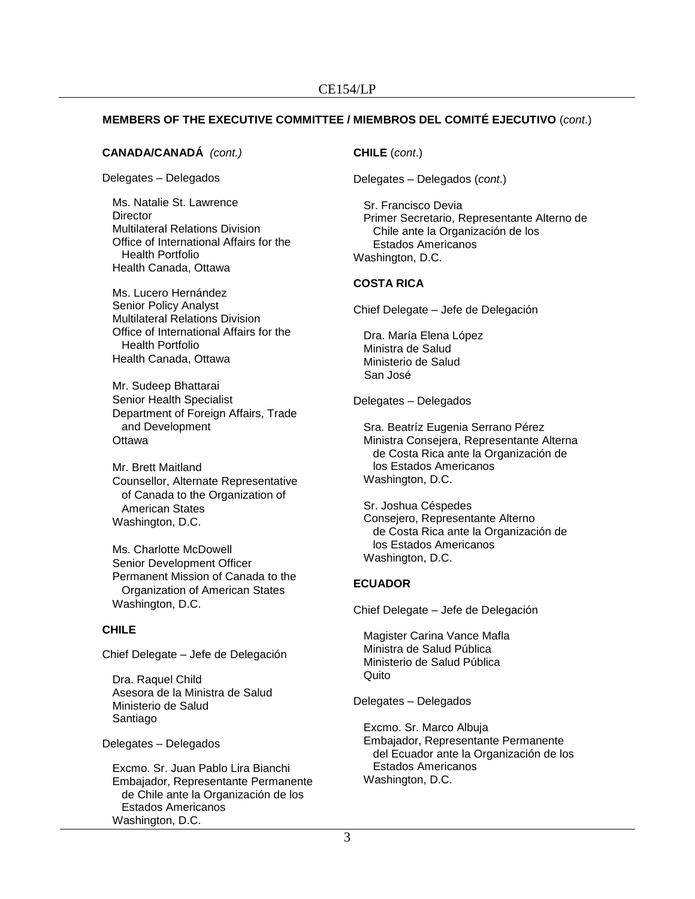**MEMBERS OF THE EXECUTIVE COMMITTEE / MIEMBROS DEL COMITÉ EJECUTIVO** (*cont*.)

**CANADA/CANADÁ** *(cont.)*

Delegates – Delegados

Ms. Natalie St. Lawrence
Director
Multilateral Relations Division
Office of International Affairs for the Health Portfolio
Health Canada, Ottawa

Ms. Lucero Hernández
Senior Policy Analyst
Multilateral Relations Division
Office of International Affairs for the Health Portfolio
Health Canada, Ottawa

Mr. Sudeep Bhattarai
Senior Health Specialist
Department of Foreign Affairs, Trade and Development
Ottawa

Mr. Brett Maitland
Counsellor, Alternate Representative of Canada to the Organization of American States
Washington, D.C.

Ms. Charlotte McDowell
Senior Development Officer
Permanent Mission of Canada to the Organization of American States
Washington, D.C.

**CHILE**

Chief Delegate – Jefe de Delegación

Dra. Raquel Child
Asesora de la Ministra de Salud
Ministerio de Salud
Santiago

Delegates – Delegados

Excmo. Sr. Juan Pablo Lira Bianchi
Embajador, Representante Permanente de Chile ante la Organización de los Estados Americanos
Washington, D.C.

**CHILE** (*cont*.)

Delegates – Delegados (*cont*.)

Sr. Francisco Devia
Primer Secretario, Representante Alterno de Chile ante la Organización de los Estados Americanos
Washington, D.C.

**COSTA RICA**

Chief Delegate – Jefe de Delegación

Dra. María Elena López
Ministra de Salud
Ministerio de Salud
San José

Delegates – Delegados

Sra. Beatríz Eugenia Serrano Pérez
Ministra Consejera, Representante Alterna de Costa Rica ante la Organización de los Estados Americanos
Washington, D.C.

Sr. Joshua Céspedes
Consejero, Representante Alterno de Costa Rica ante la Organización de los Estados Americanos
Washington, D.C.

**ECUADOR**

Chief Delegate – Jefe de Delegación

Magister Carina Vance Mafla
Ministra de Salud Pública
Ministerio de Salud Pública
Quito

Delegates – Delegados

Excmo. Sr. Marco Albuja
Embajador, Representante Permanente del Ecuador ante la Organización de los Estados Americanos
Washington, D.C.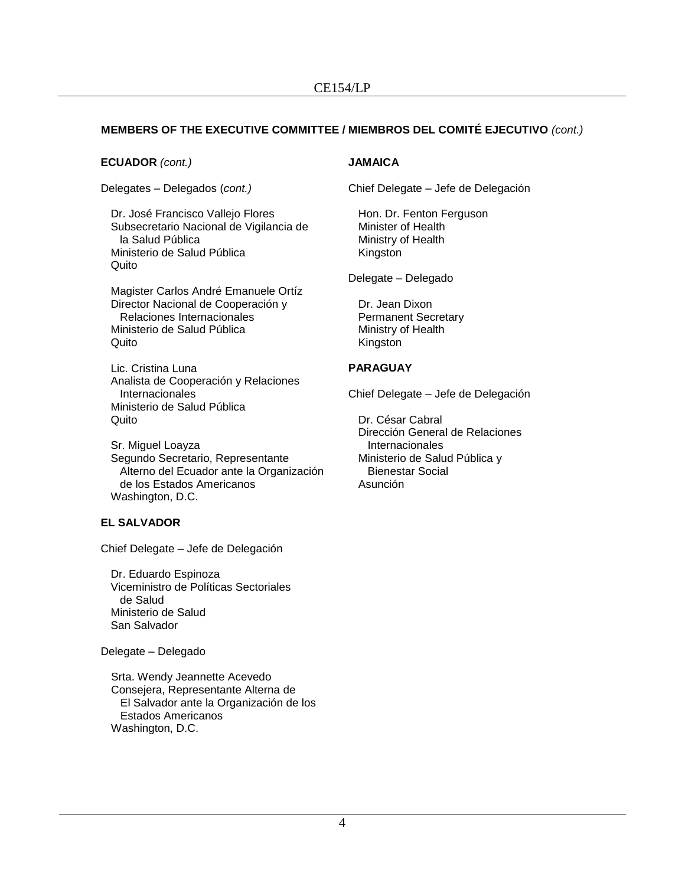**MEMBERS OF THE EXECUTIVE COMMITTEE / MIEMBROS DEL COMITÉ EJECUTIVO** *(cont.)*

**ECUADOR** *(cont.)*

Delegates – Delegados (*cont.)*

Dr. José Francisco Vallejo Flores
Subsecretario Nacional de Vigilancia de la Salud Pública
Ministerio de Salud Pública
Quito

Magister Carlos André Emanuele Ortíz
Director Nacional de Cooperación y Relaciones Internacionales
Ministerio de Salud Pública
Quito

Lic. Cristina Luna
Analista de Cooperación y Relaciones Internacionales
Ministerio de Salud Pública
Quito

Sr. Miguel Loayza
Segundo Secretario, Representante Alterno del Ecuador ante la Organización de los Estados Americanos
Washington, D.C.

**EL SALVADOR**

Chief Delegate – Jefe de Delegación

Dr. Eduardo Espinoza
Viceministro de Políticas Sectoriales de Salud
Ministerio de Salud
San Salvador

Delegate – Delegado

Srta. Wendy Jeannette Acevedo
Consejera, Representante Alterna de El Salvador ante la Organización de los Estados Americanos
Washington, D.C.

**JAMAICA**

Chief Delegate – Jefe de Delegación

Hon. Dr. Fenton Ferguson
Minister of Health
Ministry of Health
Kingston

Delegate – Delegado

Dr. Jean Dixon
Permanent Secretary
Ministry of Health
Kingston

**PARAGUAY**

Chief Delegate – Jefe de Delegación

Dr. César Cabral
Dirección General de Relaciones Internacionales
Ministerio de Salud Pública y Bienestar Social
Asunción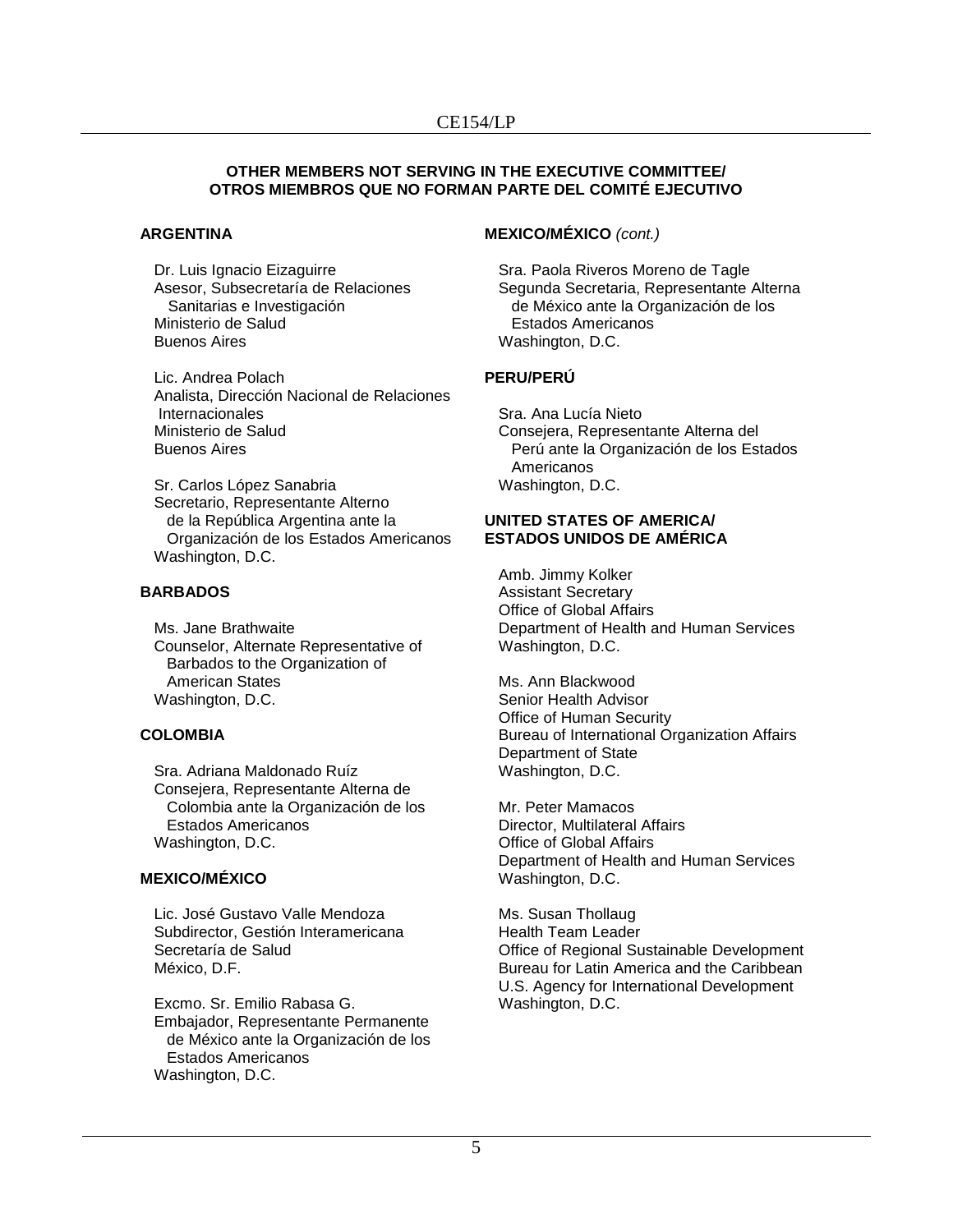**OTHER MEMBERS NOT SERVING IN THE EXECUTIVE COMMITTEE/
OTROS MIEMBROS QUE NO FORMAN PARTE DEL COMITÉ EJECUTIVO**

**ARGENTINA**

Dr. Luis Ignacio Eizaguirre
Asesor, Subsecretaría de Relaciones Sanitarias e Investigación
Ministerio de Salud
Buenos Aires

Lic. Andrea Polach
Analista, Dirección Nacional de Relaciones Internacionales
Ministerio de Salud
Buenos Aires

Sr. Carlos López Sanabria
Secretario, Representante Alterno de la República Argentina ante la Organización de los Estados Americanos
Washington, D.C.

**BARBADOS**

Ms. Jane Brathwaite
Counselor, Alternate Representative of Barbados to the Organization of American States
Washington, D.C.

**COLOMBIA**

Sra. Adriana Maldonado Ruíz
Consejera, Representante Alterna de Colombia ante la Organización de los Estados Americanos
Washington, D.C.

**MEXICO/MÉXICO**

Lic. José Gustavo Valle Mendoza
Subdirector, Gestión Interamericana
Secretaría de Salud
México, D.F.

Excmo. Sr. Emilio Rabasa G.
Embajador, Representante Permanente de México ante la Organización de los Estados Americanos
Washington, D.C.

**MEXICO/MÉXICO** *(cont.)*

Sra. Paola Riveros Moreno de Tagle
Segunda Secretaria, Representante Alterna de México ante la Organización de los Estados Americanos
Washington, D.C.

**PERU/PERÚ**

Sra. Ana Lucía Nieto
Consejera, Representante Alterna del Perú ante la Organización de los Estados Americanos
Washington, D.C.

**UNITED STATES OF AMERICA/
ESTADOS UNIDOS DE AMÉRICA**

Amb. Jimmy Kolker
Assistant Secretary
Office of Global Affairs
Department of Health and Human Services
Washington, D.C.

Ms. Ann Blackwood
Senior Health Advisor
Office of Human Security
Bureau of International Organization Affairs
Department of State
Washington, D.C.

Mr. Peter Mamacos
Director, Multilateral Affairs
Office of Global Affairs
Department of Health and Human Services
Washington, D.C.

Ms. Susan Thollaug
Health Team Leader
Office of Regional Sustainable Development
Bureau for Latin America and the Caribbean
U.S. Agency for International Development
Washington, D.C.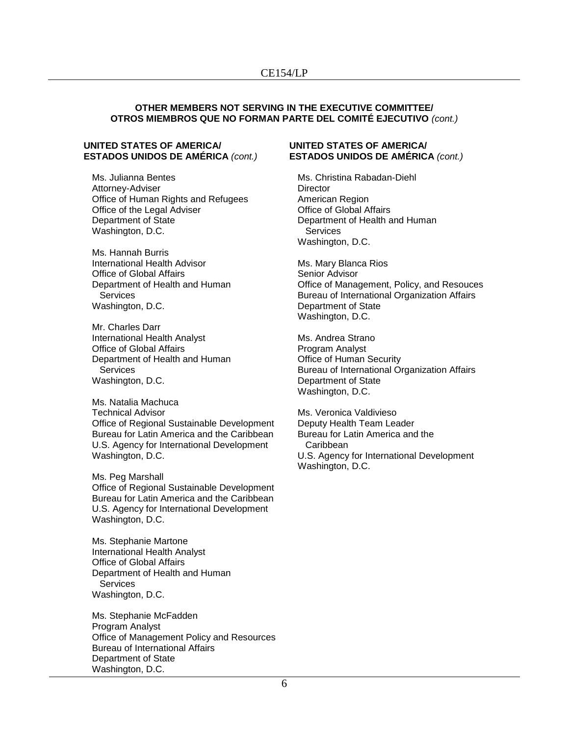**OTHER MEMBERS NOT SERVING IN THE EXECUTIVE COMMITTEE/**
**OTROS MIEMBROS QUE NO FORMAN PARTE DEL COMITÉ EJECUTIVO** *(cont.)*

**UNITED STATES OF AMERICA/**
**ESTADOS UNIDOS DE AMÉRICA** *(cont.)*

Ms. Julianna Bentes
Attorney-Adviser
Office of Human Rights and Refugees
Office of the Legal Adviser
Department of State
Washington, D.C.

Ms. Hannah Burris
International Health Advisor
Office of Global Affairs
Department of Health and Human Services
Washington, D.C.

Mr. Charles Darr
International Health Analyst
Office of Global Affairs
Department of Health and Human Services
Washington, D.C.

Ms. Natalia Machuca
Technical Advisor
Office of Regional Sustainable Development
Bureau for Latin America and the Caribbean
U.S. Agency for International Development
Washington, D.C.

Ms. Peg Marshall
Office of Regional Sustainable Development
Bureau for Latin America and the Caribbean
U.S. Agency for International Development
Washington, D.C.

Ms. Stephanie Martone
International Health Analyst
Office of Global Affairs
Department of Health and Human Services
Washington, D.C.

Ms. Stephanie McFadden
Program Analyst
Office of Management Policy and Resources
Bureau of International Affairs
Department of State
Washington, D.C.

**UNITED STATES OF AMERICA/**
**ESTADOS UNIDOS DE AMÉRICA** *(cont.)*

Ms. Christina Rabadan-Diehl
Director
American Region
Office of Global Affairs
Department of Health and Human Services
Washington, D.C.

Ms. Mary Blanca Rios
Senior Advisor
Office of Management, Policy, and Resouces
Bureau of International Organization Affairs
Department of State
Washington, D.C.

Ms. Andrea Strano
Program Analyst
Office of Human Security
Bureau of International Organization Affairs
Department of State
Washington, D.C.

Ms. Veronica Valdivieso
Deputy Health Team Leader
Bureau for Latin America and the Caribbean
U.S. Agency for International Development
Washington, D.C.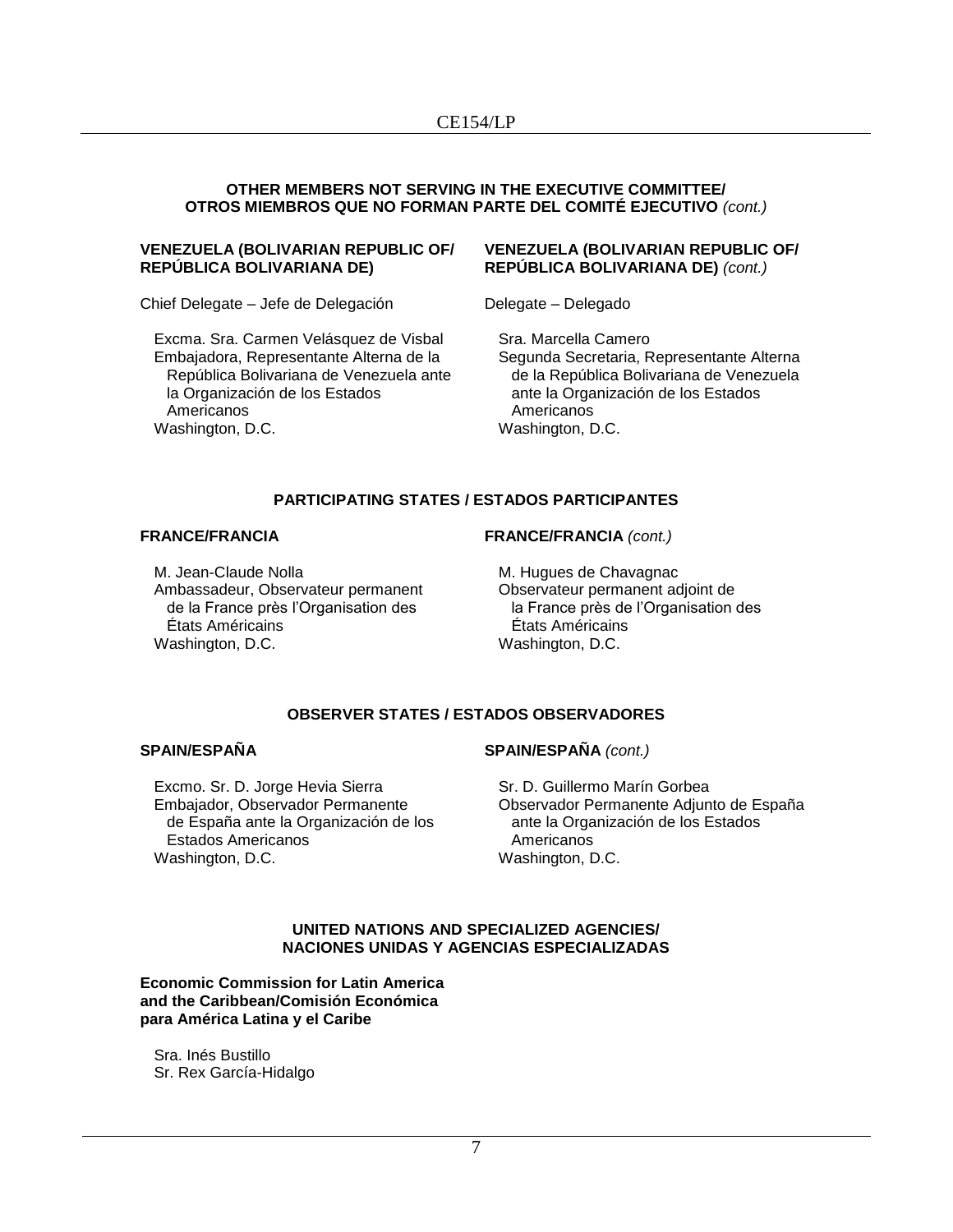**OTHER MEMBERS NOT SERVING IN THE EXECUTIVE COMMITTEE/ OTROS MIEMBROS QUE NO FORMAN PARTE DEL COMITÉ EJECUTIVO** *(cont.)*

**VENEZUELA (BOLIVARIAN REPUBLIC OF/ REPÚBLICA BOLIVARIANA DE)**

Chief Delegate – Jefe de Delegación

Excma. Sra. Carmen Velásquez de Visbal
Embajadora, Representante Alterna de la República Bolivariana de Venezuela ante la Organización de los Estados Americanos
Washington, D.C.

**VENEZUELA (BOLIVARIAN REPUBLIC OF/ REPÚBLICA BOLIVARIANA DE)** *(cont.)*

Delegate – Delegado

Sra. Marcella Camero
Segunda Secretaria, Representante Alterna de la República Bolivariana de Venezuela ante la Organización de los Estados Americanos
Washington, D.C.

**PARTICIPATING STATES / ESTADOS PARTICIPANTES**

**FRANCE/FRANCIA**

M. Jean-Claude Nolla
Ambassadeur, Observateur permanent de la France près l'Organisation des États Américains
Washington, D.C.

**FRANCE/FRANCIA** *(cont.)*

M. Hugues de Chavagnac
Observateur permanent adjoint de la France près de l'Organisation des États Américains
Washington, D.C.

**OBSERVER STATES / ESTADOS OBSERVADORES**

**SPAIN/ESPAÑA**

Excmo. Sr. D. Jorge Hevia Sierra
Embajador, Observador Permanente de España ante la Organización de los Estados Americanos
Washington, D.C.

**SPAIN/ESPAÑA** *(cont.)*

Sr. D. Guillermo Marín Gorbea
Observador Permanente Adjunto de España ante la Organización de los Estados Americanos
Washington, D.C.

**UNITED NATIONS AND SPECIALIZED AGENCIES/ NACIONES UNIDAS Y AGENCIAS ESPECIALIZADAS**

**Economic Commission for Latin America and the Caribbean/Comisión Económica para América Latina y el Caribe**

Sra. Inés Bustillo
Sr. Rex García-Hidalgo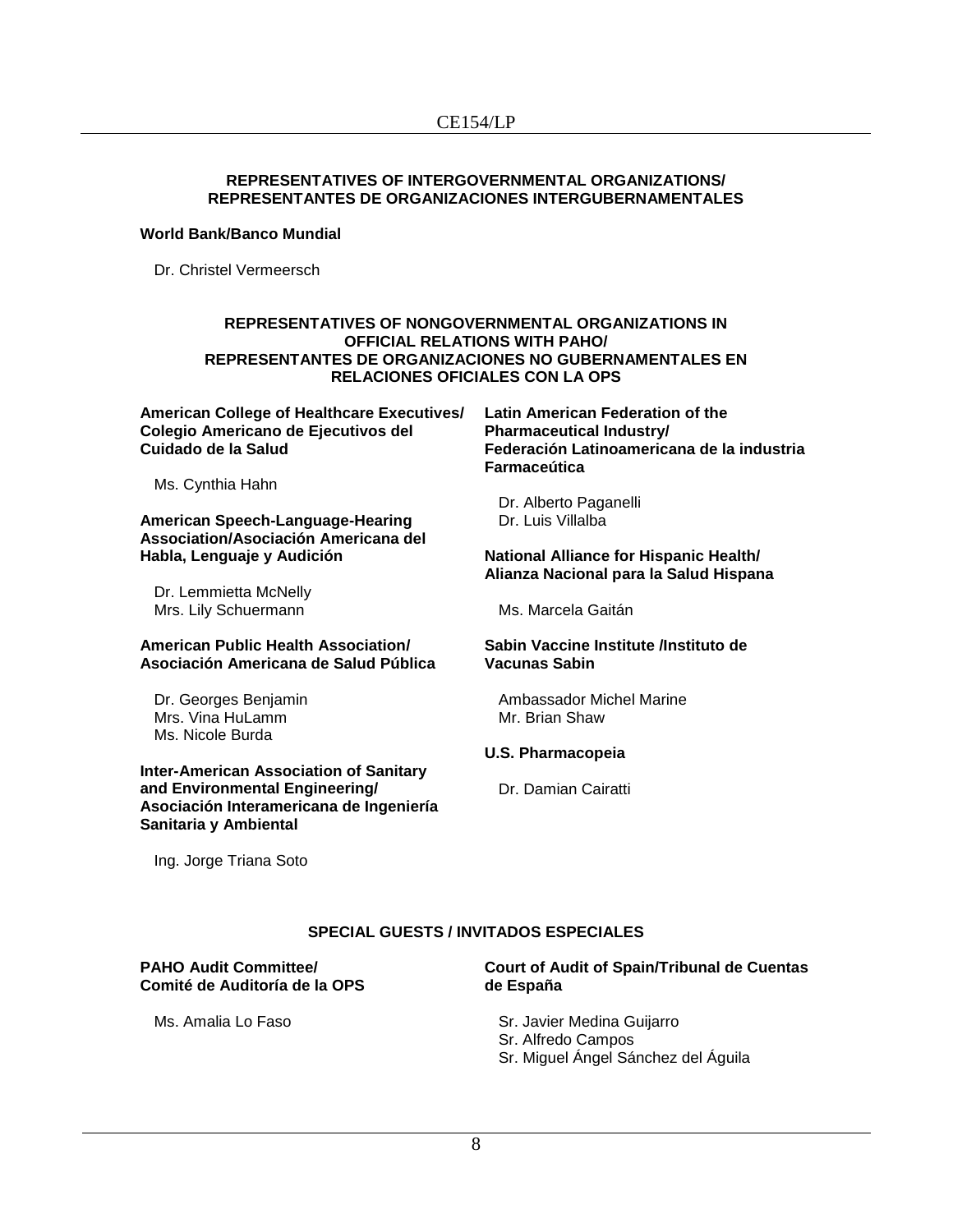**REPRESENTATIVES OF INTERGOVERNMENTAL ORGANIZATIONS/ REPRESENTANTES DE ORGANIZACIONES INTERGUBERNAMENTALES**

**World Bank/Banco Mundial**

Dr. Christel Vermeersch

**REPRESENTATIVES OF NONGOVERNMENTAL ORGANIZATIONS IN OFFICIAL RELATIONS WITH PAHO/ REPRESENTANTES DE ORGANIZACIONES NO GUBERNAMENTALES EN RELACIONES OFICIALES CON LA OPS**

**American College of Healthcare Executives/ Colegio Americano de Ejecutivos del Cuidado de la Salud**

Ms. Cynthia Hahn

**American Speech-Language-Hearing Association/Asociación Americana del Habla, Lenguaje y Audición**

Dr. Lemmietta McNelly
Mrs. Lily Schuermann

**American Public Health Association/ Asociación Americana de Salud Pública**

Dr. Georges Benjamin
Mrs. Vina HuLamm
Ms. Nicole Burda

**Inter-American Association of Sanitary and Environmental Engineering/ Asociación Interamericana de Ingeniería Sanitaria y Ambiental**

Ing. Jorge Triana Soto

**Latin American Federation of the Pharmaceutical Industry/ Federación Latinoamericana de la industria Farmaceútica**

Dr. Alberto Paganelli
Dr. Luis Villalba

**National Alliance for Hispanic Health/ Alianza Nacional para la Salud Hispana**

Ms. Marcela Gaitán

**Sabin Vaccine Institute /Instituto de Vacunas Sabin**

Ambassador Michel Marine
Mr. Brian Shaw

**U.S. Pharmacopeia**

Dr. Damian Cairatti

**SPECIAL GUESTS / INVITADOS ESPECIALES**

**PAHO Audit Committee/ Comité de Auditoría de la OPS**

Ms. Amalia Lo Faso

**Court of Audit of Spain/Tribunal de Cuentas de España**

Sr. Javier Medina Guijarro
Sr. Alfredo Campos
Sr. Miguel Ángel Sánchez del Águila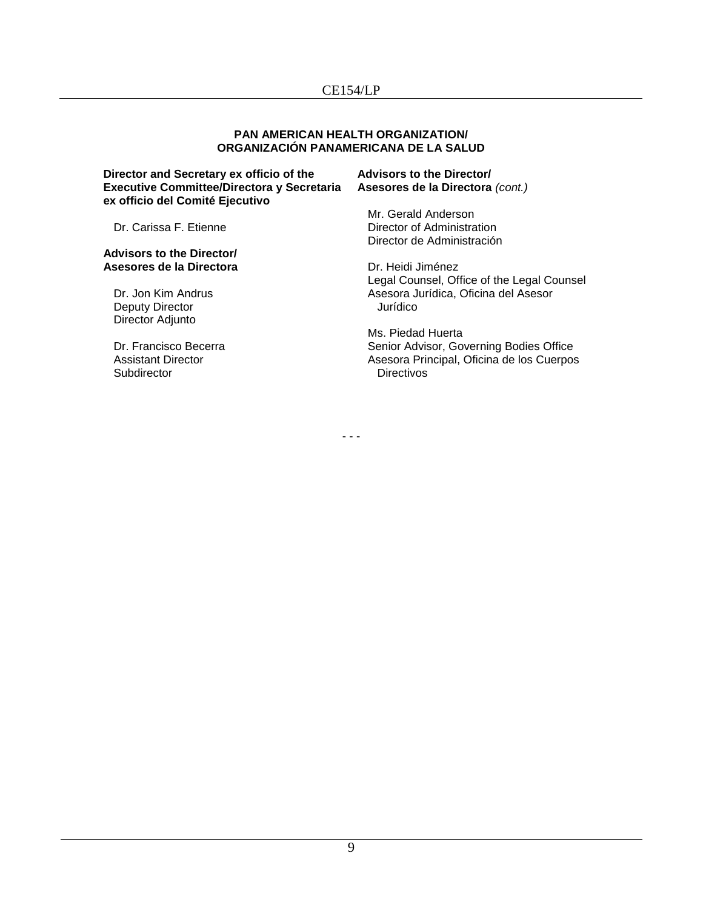**PAN AMERICAN HEALTH ORGANIZATION/
ORGANIZACIÓN PANAMERICANA DE LA SALUD**

**Director and Secretary ex officio of the Executive Committee/Directora y Secretaria ex officio del Comité Ejecutivo**

Dr. Carissa F. Etienne

**Advisors to the Director/
Asesores de la Directora**

Dr. Jon Kim Andrus
Deputy Director
Director Adjunto

Dr. Francisco Becerra
Assistant Director
Subdirector

**Advisors to the Director/
Asesores de la Directora** *(cont.)*

Mr. Gerald Anderson
Director of Administration
Director de Administración

Dr. Heidi Jiménez
Legal Counsel, Office of the Legal Counsel
Asesora Jurídica, Oficina del Asesor Jurídico

Ms. Piedad Huerta
Senior Advisor, Governing Bodies Office
Asesora Principal, Oficina de los Cuerpos Directivos

- - -